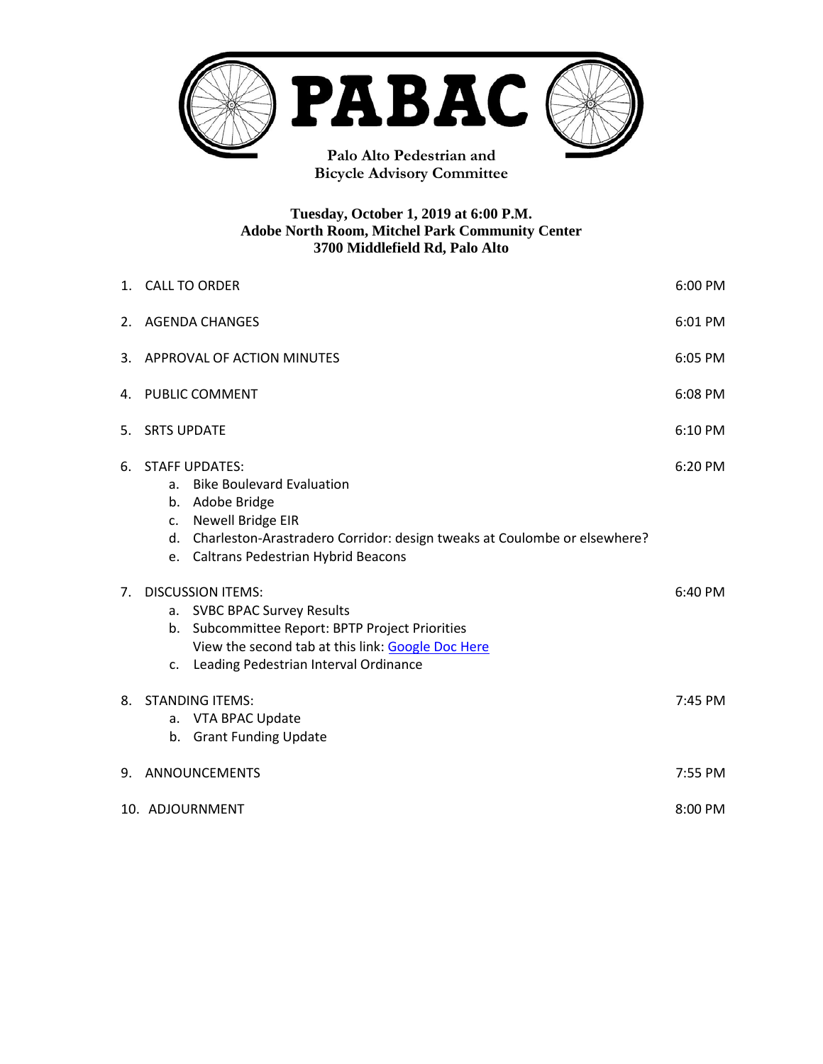# PABAC

**Palo Alto Pedestrian and Bicycle Advisory Committee**

**Tuesday, October 1, 2019 at 6:00 P.M.**
**Adobe North Room, Mitchel Park Community Center**
**3700 Middlefield Rd, Palo Alto**

| | |
|---|---|
| 1. CALL TO ORDER | 6:00 PM |
| 2. AGENDA CHANGES | 6:01 PM |
| 3. APPROVAL OF ACTION MINUTES | 6:05 PM |
| 4. PUBLIC COMMENT | 6:08 PM |
| 5. SRTS UPDATE | 6:10 PM |
| 6. STAFF UPDATES: | 6:20 PM |
| &nbsp;&nbsp;&nbsp;a. Bike Boulevard Evaluation | |
| &nbsp;&nbsp;&nbsp;b. Adobe Bridge | |
| &nbsp;&nbsp;&nbsp;c. Newell Bridge EIR | |
| &nbsp;&nbsp;&nbsp;d. Charleston-Arastradero Corridor: design tweaks at Coulombe or elsewhere? | |
| &nbsp;&nbsp;&nbsp;e. Caltrans Pedestrian Hybrid Beacons | |
| 7. DISCUSSION ITEMS: | 6:40 PM |
| &nbsp;&nbsp;&nbsp;a. SVBC BPAC Survey Results | |
| &nbsp;&nbsp;&nbsp;b. Subcommittee Report: BPTP Project Priorities<br>&nbsp;&nbsp;&nbsp;&nbsp;&nbsp;&nbsp;View the second tab at this link: Google Doc Here | |
| &nbsp;&nbsp;&nbsp;c. Leading Pedestrian Interval Ordinance | |
| 8. STANDING ITEMS: | 7:45 PM |
| &nbsp;&nbsp;&nbsp;a. VTA BPAC Update | |
| &nbsp;&nbsp;&nbsp;b. Grant Funding Update | |
| 9. ANNOUNCEMENTS | 7:55 PM |
| 10. ADJOURNMENT | 8:00 PM |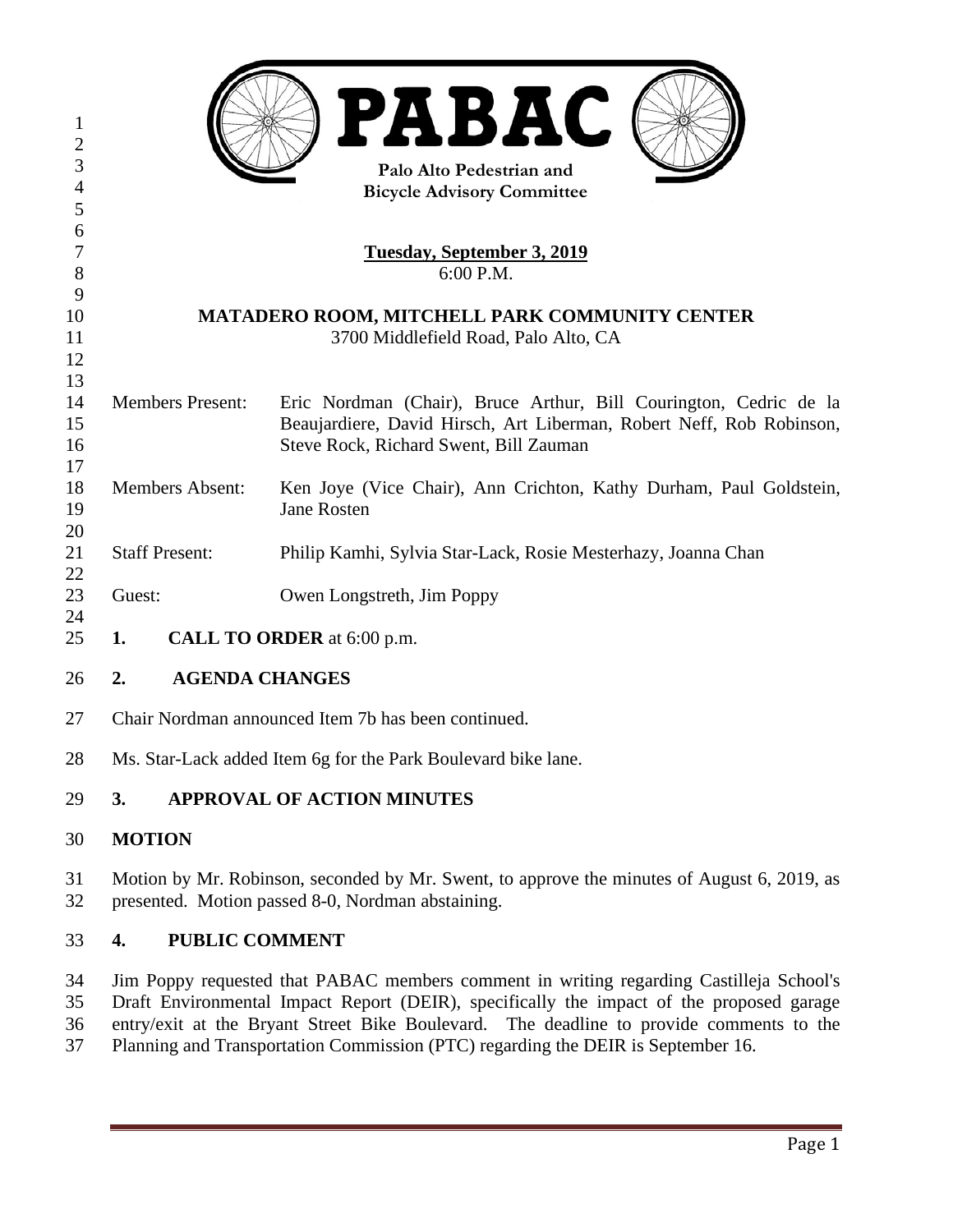# PABAC

**Palo Alto Pedestrian and Bicycle Advisory Committee**

**Tuesday, September 3, 2019**
6:00 P.M.

**MATADERO ROOM, MITCHELL PARK COMMUNITY CENTER**
3700 Middlefield Road, Palo Alto, CA

Members Present: Eric Nordman (Chair), Bruce Arthur, Bill Courington, Cedric de la Beaujardiere, David Hirsch, Art Liberman, Robert Neff, Rob Robinson, Steve Rock, Richard Swent, Bill Zauman

Members Absent: Ken Joye (Vice Chair), Ann Crichton, Kathy Durham, Paul Goldstein, Jane Rosten

Staff Present: Philip Kamhi, Sylvia Star-Lack, Rosie Mesterhazy, Joanna Chan

Guest: Owen Longstreth, Jim Poppy

## 1. CALL TO ORDER at 6:00 p.m.

## 2. AGENDA CHANGES

Chair Nordman announced Item 7b has been continued.

Ms. Star-Lack added Item 6g for the Park Boulevard bike lane.

## 3. APPROVAL OF ACTION MINUTES

**MOTION**

Motion by Mr. Robinson, seconded by Mr. Swent, to approve the minutes of August 6, 2019, as presented. Motion passed 8-0, Nordman abstaining.

## 4. PUBLIC COMMENT

Jim Poppy requested that PABAC members comment in writing regarding Castilleja School's Draft Environmental Impact Report (DEIR), specifically the impact of the proposed garage entry/exit at the Bryant Street Bike Boulevard. The deadline to provide comments to the Planning and Transportation Commission (PTC) regarding the DEIR is September 16.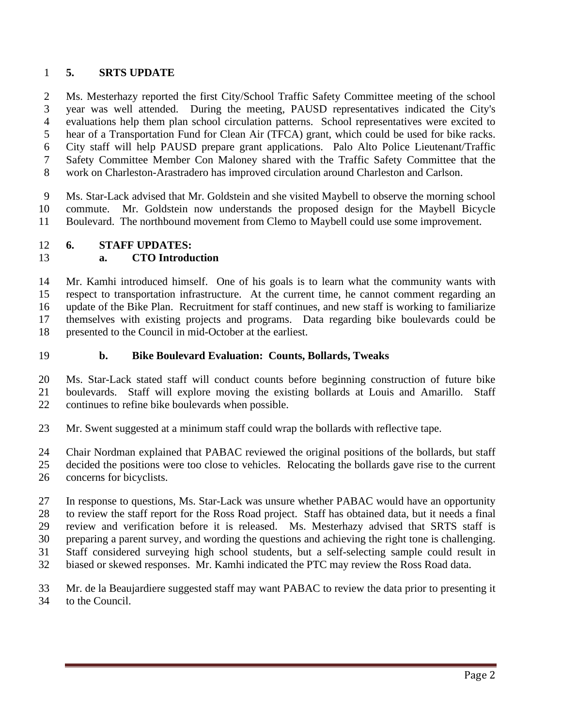## 5. SRTS UPDATE

Ms. Mesterhazy reported the first City/School Traffic Safety Committee meeting of the school year was well attended. During the meeting, PAUSD representatives indicated the City's evaluations help them plan school circulation patterns. School representatives were excited to hear of a Transportation Fund for Clean Air (TFCA) grant, which could be used for bike racks. City staff will help PAUSD prepare grant applications. Palo Alto Police Lieutenant/Traffic Safety Committee Member Con Maloney shared with the Traffic Safety Committee that the work on Charleston-Arastradero has improved circulation around Charleston and Carlson.

Ms. Star-Lack advised that Mr. Goldstein and she visited Maybell to observe the morning school commute. Mr. Goldstein now understands the proposed design for the Maybell Bicycle Boulevard. The northbound movement from Clemo to Maybell could use some improvement.

## 6. STAFF UPDATES:

### a. CTO Introduction

Mr. Kamhi introduced himself. One of his goals is to learn what the community wants with respect to transportation infrastructure. At the current time, he cannot comment regarding an update of the Bike Plan. Recruitment for staff continues, and new staff is working to familiarize themselves with existing projects and programs. Data regarding bike boulevards could be presented to the Council in mid-October at the earliest.

### b. Bike Boulevard Evaluation: Counts, Bollards, Tweaks

Ms. Star-Lack stated staff will conduct counts before beginning construction of future bike boulevards. Staff will explore moving the existing bollards at Louis and Amarillo. Staff continues to refine bike boulevards when possible.

Mr. Swent suggested at a minimum staff could wrap the bollards with reflective tape.

Chair Nordman explained that PABAC reviewed the original positions of the bollards, but staff decided the positions were too close to vehicles. Relocating the bollards gave rise to the current concerns for bicyclists.

In response to questions, Ms. Star-Lack was unsure whether PABAC would have an opportunity to review the staff report for the Ross Road project. Staff has obtained data, but it needs a final review and verification before it is released. Ms. Mesterhazy advised that SRTS staff is preparing a parent survey, and wording the questions and achieving the right tone is challenging. Staff considered surveying high school students, but a self-selecting sample could result in biased or skewed responses. Mr. Kamhi indicated the PTC may review the Ross Road data.

Mr. de la Beaujardiere suggested staff may want PABAC to review the data prior to presenting it to the Council.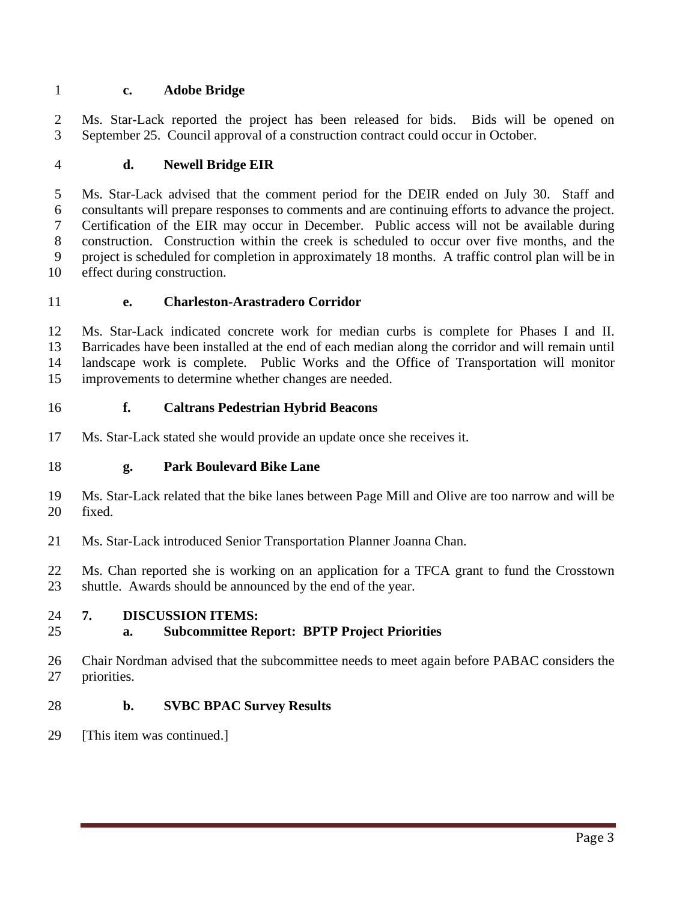**c. Adobe Bridge**

Ms. Star-Lack reported the project has been released for bids. Bids will be opened on September 25. Council approval of a construction contract could occur in October.

**d. Newell Bridge EIR**

Ms. Star-Lack advised that the comment period for the DEIR ended on July 30. Staff and consultants will prepare responses to comments and are continuing efforts to advance the project. Certification of the EIR may occur in December. Public access will not be available during construction. Construction within the creek is scheduled to occur over five months, and the project is scheduled for completion in approximately 18 months. A traffic control plan will be in effect during construction.

**e. Charleston-Arastradero Corridor**

Ms. Star-Lack indicated concrete work for median curbs is complete for Phases I and II. Barricades have been installed at the end of each median along the corridor and will remain until landscape work is complete. Public Works and the Office of Transportation will monitor improvements to determine whether changes are needed.

**f. Caltrans Pedestrian Hybrid Beacons**

Ms. Star-Lack stated she would provide an update once she receives it.

**g. Park Boulevard Bike Lane**

Ms. Star-Lack related that the bike lanes between Page Mill and Olive are too narrow and will be fixed.

Ms. Star-Lack introduced Senior Transportation Planner Joanna Chan.

Ms. Chan reported she is working on an application for a TFCA grant to fund the Crosstown shuttle. Awards should be announced by the end of the year.

**7. DISCUSSION ITEMS:**

**a. Subcommittee Report: BPTP Project Priorities**

Chair Nordman advised that the subcommittee needs to meet again before PABAC considers the priorities.

**b. SVBC BPAC Survey Results**

[This item was continued.]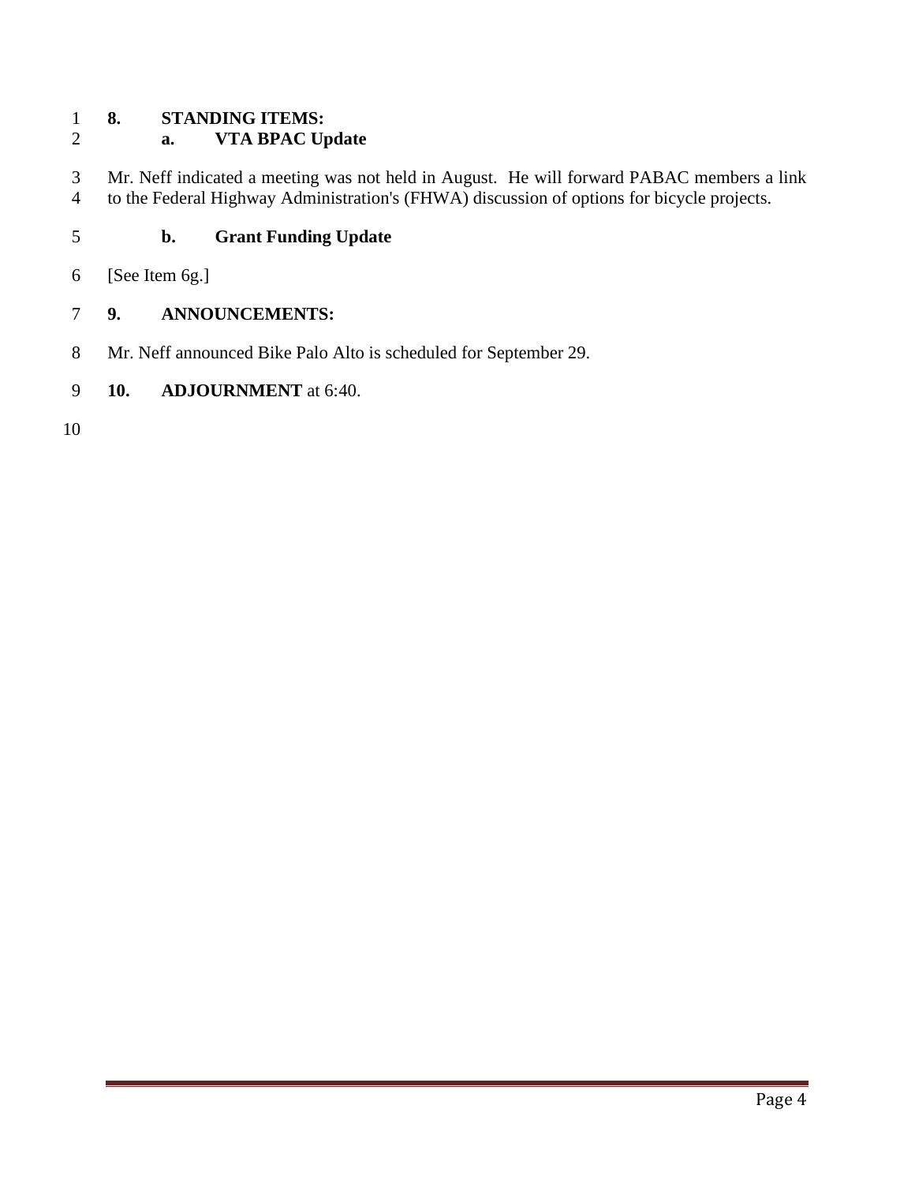**8. STANDING ITEMS:**

**a. VTA BPAC Update**

Mr. Neff indicated a meeting was not held in August. He will forward PABAC members a link to the Federal Highway Administration's (FHWA) discussion of options for bicycle projects.

**b. Grant Funding Update**

[See Item 6g.]

**9. ANNOUNCEMENTS:**

Mr. Neff announced Bike Palo Alto is scheduled for September 29.

**10. ADJOURNMENT** at 6:40.